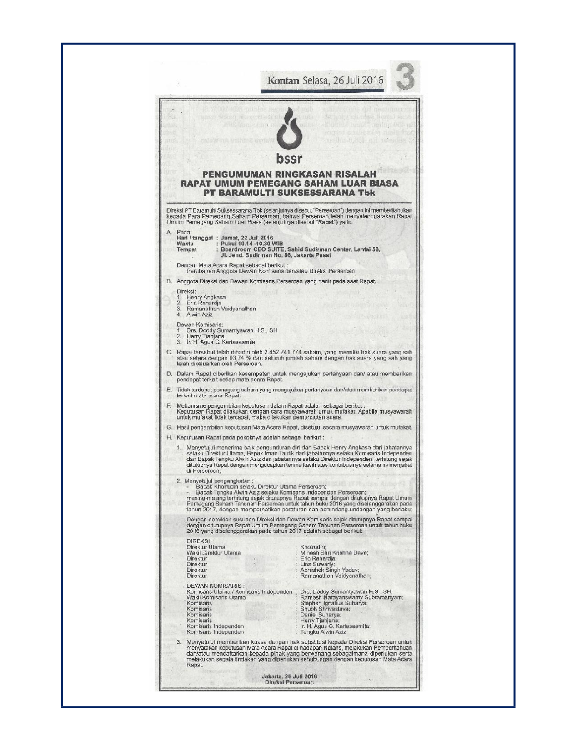Kontan Selasa, 26 Juli 2016

bssr

# PENGUMUMAN RINGKASAN RISALAH RAPAT UMUM PEMEGANG SAHAM LUAR BIASA PT BARAMULTI SUKSESSARANA Tbk

Direksi PT Baramulti Suksessarana Tbk (selanjutnya disebut "Perseroan") dengan ini memberitahukan kepada Para Pemegang Saham Perseroan, bahwa Perseroan telah menyelenggarakan Rapat Umum Pemegang Saham Luar Biasa (selanjutnya disebut "Rapat") yaitu:

A. Pada:
**Hari / tanggal : Jumat, 22 Juli 2016**
**Waktu : Pukul 10.14 -10.30 WIB**
**Tempat : Boardroom CEO SUITE, Sahid Sudirman Center, Lantai 56, Jl. Jend. Sudirman No. 86, Jakarta Pusat**

Dengan Mata Acara Rapat sebagai berikut :
Perubahan Anggota Dewan Komisaris dan/atau Direksi Perseroan

B. Anggota Direksi dan Dewan Komisaris Perseroan yang hadir pada saat Rapat.

Direksi:
1. Henry Angkasa
2. Eric Rahardja
3. Ramanathan Vaidyanathan
4. Alwin Aziz

Dewan Komisaris:
1. Drs. Doddy Sumantyawan H.S., SH
2. Herry Tjahjana
3. Ir. H. Agus G. Kartasasmita

C. Rapat tersebut telah dihadiri oleh 2.452.741.774 saham, yang memiliki hak suara yang sah atau setara dengan 93,74 % dari seluruh jumlah saham dengan hak suara yang sah yang telah dikeluarkan oleh Perseroan.

D. Dalam Rapat diberikan kesempatan untuk mengajukan pertanyaan dan/ atau memberikan pendapat terkait setiap mata acara Rapat.

E. Tidak terdapat pemegang saham yang mengajukan pertanyaan dan/atau memberikan pendapat terkait mata acara Rapat.

F. Mekanisme pengambilan keputusan dalam Rapat adalah sebagai berikut :
Keputusan Rapat dilakukan dengan cara musyawarah untuk mufakat. Apabila musyawarah untuk mufakat tidak tercapai, maka dilakukan pemungutan suara.

G. Hasil pengambilan keputusan Mata Acara Rapat, disetujui secara musyawarah untuk mufakat.

H. Keputusan Rapat pada pokoknya adalah sebagai berikut :

1. Menyetujui menerima baik pengunduran diri dari Bapak Henry Angkasa dari jabatannya selaku Direktur Utama, Bapak Iman Taufik dari jabatannya selaku Komisaris Independen dan Bapak Tengku Alwin Aziz dari jabatannya selaku Direktur Independen, terhitung sejak ditutupnya Rapat dengan mengucapkan terima kasih atas kontribusinya selama ini menjabat di Perseroan;

2. Menyetujui pengangkatan :
   - Bapak Khoirudin selaku Direktur Utama Perseroan;
   - Bapak Tengku Alwin Aziz selaku Komisaris Independen Perseroan;

   masing-masing terhitung sejak ditutupnya Rapat sampai dengan ditutupnya Rapat Umum Pemegang Saham Tahunan Perseroan untuk tahun buku 2016 yang diselenggarakan pada tahun 2017, dengan memperhatikan peraturan dan perundang-undangan yang berlaku;

   Dengan demikian susunan Direksi dan Dewan Komisaris sejak ditutupnya Rapat sampai dengan ditutupnya Rapat Umum Pemegang Saham Tahunan Perseroan untuk tahun buku 2016 yang diselenggarakan pada tahun 2017 adalah sebagai berikut:

   **DIREKSI :**

   | Jabatan | Nama |
   | --- | --- |
   | Direktur Utama | Khoirudin; |
   | Wakil Direktur Utama | Minesh Shri Krishna Dave; |
   | Direktur | Eric Rahardja; |
   | Direktur | Lina Suwarly; |
   | Direktur | Abhishek Singh Yadav; |
   | Direktur | Ramanathan Vaidyanathan; |

   **DEWAN KOMISARIS :**

   | Jabatan | Nama |
   | --- | --- |
   | Komisaris Utama / Komisaris Independen | Drs. Doddy Sumantyawan H.S., SH; |
   | Wakil Komisaris Utama | Ramesh Narayanswamy Subramanyam; |
   | Komisaris | Stephen Ignatius Suharya; |
   | Komisaris | Shubh Shrivastava; |
   | Komisaris | Daniel Suharya; |
   | Komisaris | Herry Tjahjana; |
   | Komisaris Independen | Ir. H. Agus G. Kartasasmita; |
   | Komisaris Independen | Tengku Alwin Aziz |

3. Menyetujui memberikan kuasa dengan hak substitusi kepada Direksi Perseroan untuk menyatakan keputusan Mata Acara Rapat di hadapan Notaris, melakukan Pemberitahuan dan/atau mendaftarkan kepada pihak yang berwenang sebagaimana diperlukan serta melakukan segala tindakan yang diperlukan sehubungan dengan keputusan Mata Acara Rapat.

**Jakarta, 26 Juli 2016**
**Direksi Perseroan**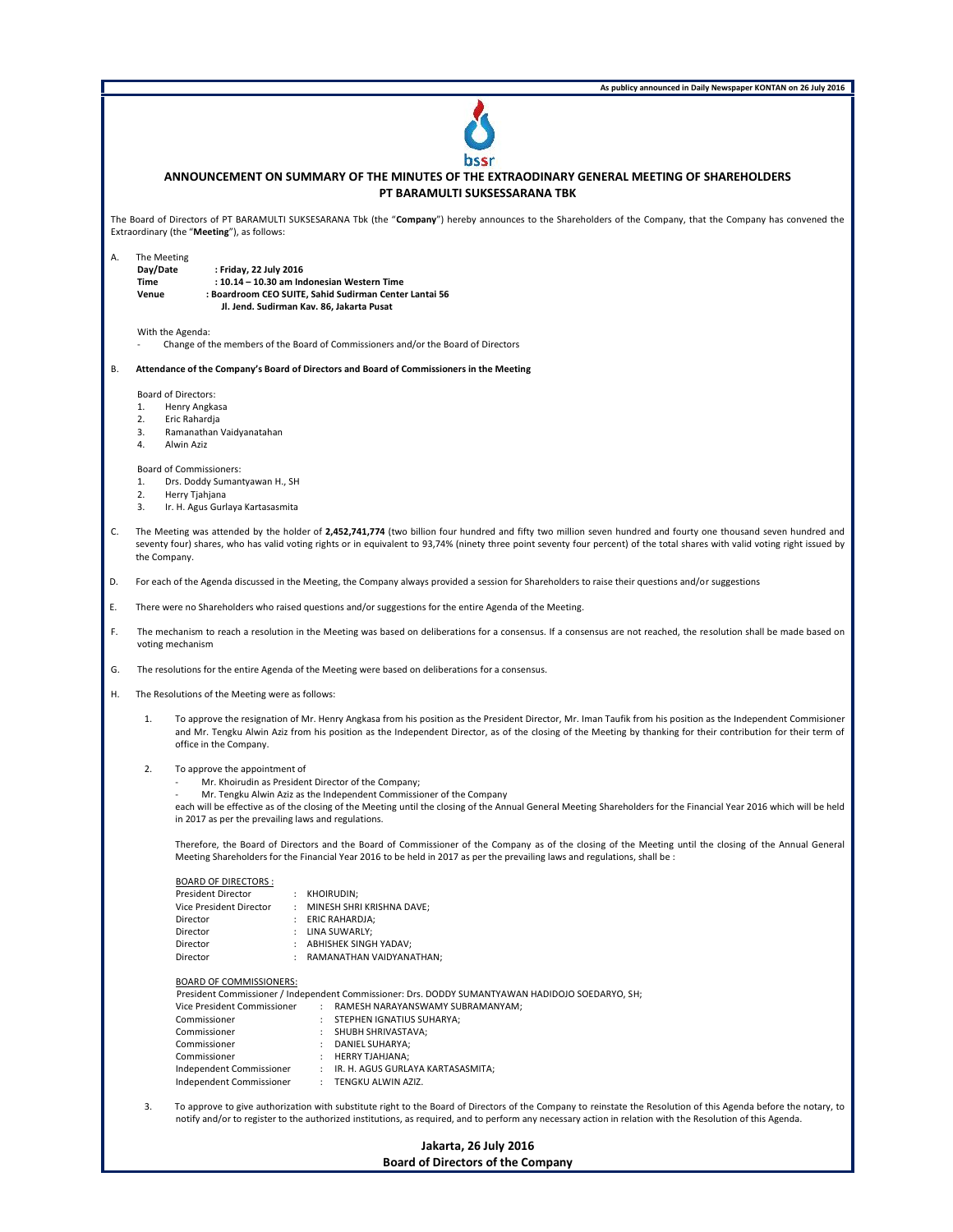As publicy announced in Daily Newspaper KONTAN on 26 July 2016

bssr

## ANNOUNCEMENT ON SUMMARY OF THE MINUTES OF THE EXTRAODINARY GENERAL MEETING OF SHAREHOLDERS PT BARAMULTI SUKSESSARANA TBK

The Board of Directors of PT BARAMULTI SUKSESARANA Tbk (the "**Company**") hereby announces to the Shareholders of the Company, that the Company has convened the Extraordinary (the "**Meeting**"), as follows:

A. The Meeting

**Day/Date** : **Friday, 22 July 2016**
**Time** : **10.14 – 10.30 am Indonesian Western Time**
**Venue** : **Boardroom CEO SUITE, Sahid Sudirman Center Lantai 56**
**Jl. Jend. Sudirman Kav. 86, Jakarta Pusat**

With the Agenda:

- Change of the members of the Board of Commissioners and/or the Board of Directors

B. **Attendance of the Company's Board of Directors and Board of Commissioners in the Meeting**

Board of Directors:

1. Henry Angkasa
2. Eric Rahardja
3. Ramanathan Vaidyanatahan
4. Alwin Aziz

Board of Commissioners:

1. Drs. Doddy Sumantyawan H., SH
2. Herry Tjahjana
3. Ir. H. Agus Gurlaya Kartasasmita

C. The Meeting was attended by the holder of **2,452,741,774** (two billion four hundred and fifty two million seven hundred and fourty one thousand seven hundred and seventy four) shares, who has valid voting rights or in equivalent to 93,74% (ninety three point seventy four percent) of the total shares with valid voting right issued by the Company.

D. For each of the Agenda discussed in the Meeting, the Company always provided a session for Shareholders to raise their questions and/or suggestions

E. There were no Shareholders who raised questions and/or suggestions for the entire Agenda of the Meeting.

F. The mechanism to reach a resolution in the Meeting was based on deliberations for a consensus. If a consensus are not reached, the resolution shall be made based on voting mechanism

G. The resolutions for the entire Agenda of the Meeting were based on deliberations for a consensus.

H. The Resolutions of the Meeting were as follows:

1. To approve the resignation of Mr. Henry Angkasa from his position as the President Director, Mr. Iman Taufik from his position as the Independent Commisioner and Mr. Tengku Alwin Aziz from his position as the Independent Director, as of the closing of the Meeting by thanking for their contribution for their term of office in the Company.

2. To approve the appointment of

   - Mr. Khoirudin as President Director of the Company;
   - Mr. Tengku Alwin Aziz as the Independent Commissioner of the Company

   each will be effective as of the closing of the Meeting until the closing of the Annual General Meeting Shareholders for the Financial Year 2016 which will be held in 2017 as per the prevailing laws and regulations.

   Therefore, the Board of Directors and the Board of Commissioner of the Company as of the closing of the Meeting until the closing of the Annual General Meeting Shareholders for the Financial Year 2016 to be held in 2017 as per the prevailing laws and regulations, shall be :

   BOARD OF DIRECTORS :

   | | | |
   |---|---|---|
   | President Director | : | KHOIRUDIN; |
   | Vice President Director | : | MINESH SHRI KRISHNA DAVE; |
   | Director | : | ERIC RAHARDJA; |
   | Director | : | LINA SUWARLY; |
   | Director | : | ABHISHEK SINGH YADAV; |
   | Director | : | RAMANATHAN VAIDYANATHAN; |

   BOARD OF COMMISSIONERS:

   President Commissioner / Independent Commissioner: Drs. DODDY SUMANTYAWAN HADIDOJO SOEDARYO, SH;

   | | | |
   |---|---|---|
   | Vice President Commissioner | : | RAMESH NARAYANSWAMY SUBRAMANYAM; |
   | Commissioner | : | STEPHEN IGNATIUS SUHARYA; |
   | Commissioner | : | SHUBH SHRIVASTAVA; |
   | Commissioner | : | DANIEL SUHARYA; |
   | Commissioner | : | HERRY TJAHJANA; |
   | Independent Commissioner | : | IR. H. AGUS GURLAYA KARTASASMITA; |
   | Independent Commissioner | : | TENGKU ALWIN AZIZ. |

3. To approve to give authorization with substitute right to the Board of Directors of the Company to reinstate the Resolution of this Agenda before the notary, to notify and/or to register to the authorized institutions, as required, and to perform any necessary action in relation with the Resolution of this Agenda.

**Jakarta, 26 July 2016**
**Board of Directors of the Company**